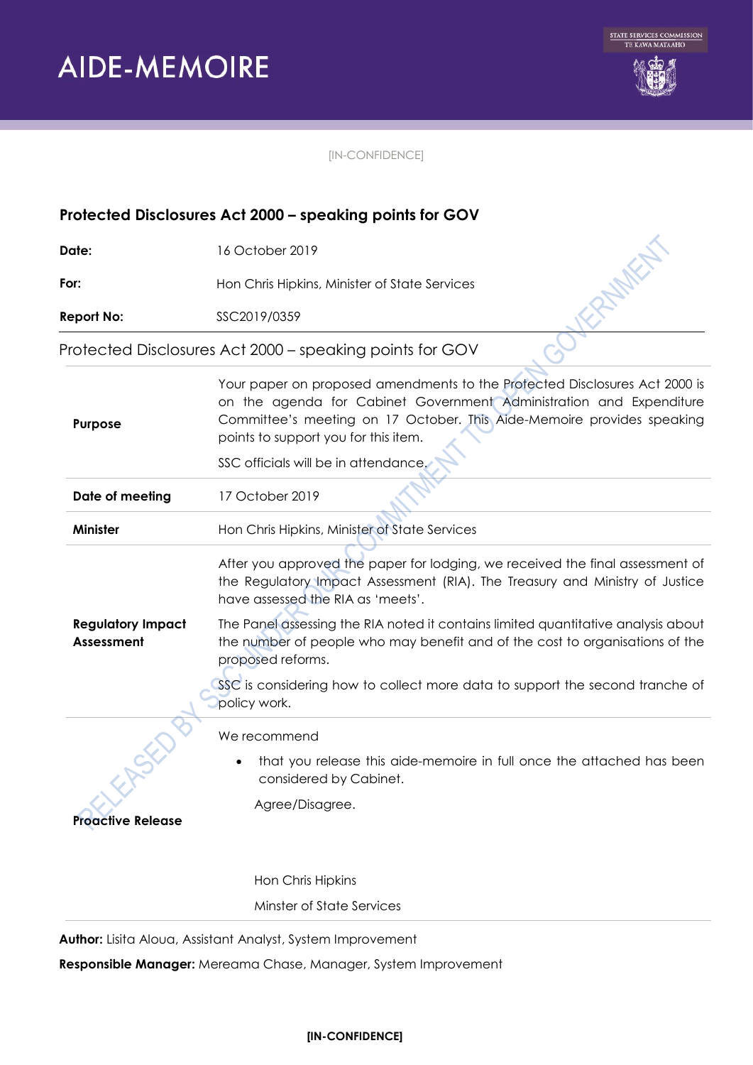# AIDE-MEMOIRE

[IN-CONFIDENCE]

## Protected Disclosures Act 2000 – speaking points for GOV

| | |
|---|---|
| **Date:** | 16 October 2019 |
| **For:** | Hon Chris Hipkins, Minister of State Services |
| **Report No:** | SSC2019/0359 |

### Protected Disclosures Act 2000 – speaking points for GOV

| | |
|---|---|
| **Purpose** | Your paper on proposed amendments to the Protected Disclosures Act 2000 is on the agenda for Cabinet Government Administration and Expenditure Committee's meeting on 17 October. This Aide-Memoire provides speaking points to support you for this item.<br><br>SSC officials will be in attendance. |
| **Date of meeting** | 17 October 2019 |
| **Minister** | Hon Chris Hipkins, Minister of State Services |
| **Regulatory Impact Assessment** | After you approved the paper for lodging, we received the final assessment of the Regulatory Impact Assessment (RIA). The Treasury and Ministry of Justice have assessed the RIA as 'meets'.<br><br>The Panel assessing the RIA noted it contains limited quantitative analysis about the number of people who may benefit and of the cost to organisations of the proposed reforms.<br><br>SSC is considering how to collect more data to support the second tranche of policy work. |
| **Proactive Release** | We recommend<br><br>• that you release this aide-memoire in full once the attached has been considered by Cabinet.<br><br>Agree/Disagree.<br><br>Hon Chris Hipkins<br><br>Minster of State Services |

**Author:** Lisita Aloua, Assistant Analyst, System Improvement

**Responsible Manager:** Mereama Chase, Manager, System Improvement

[IN-CONFIDENCE]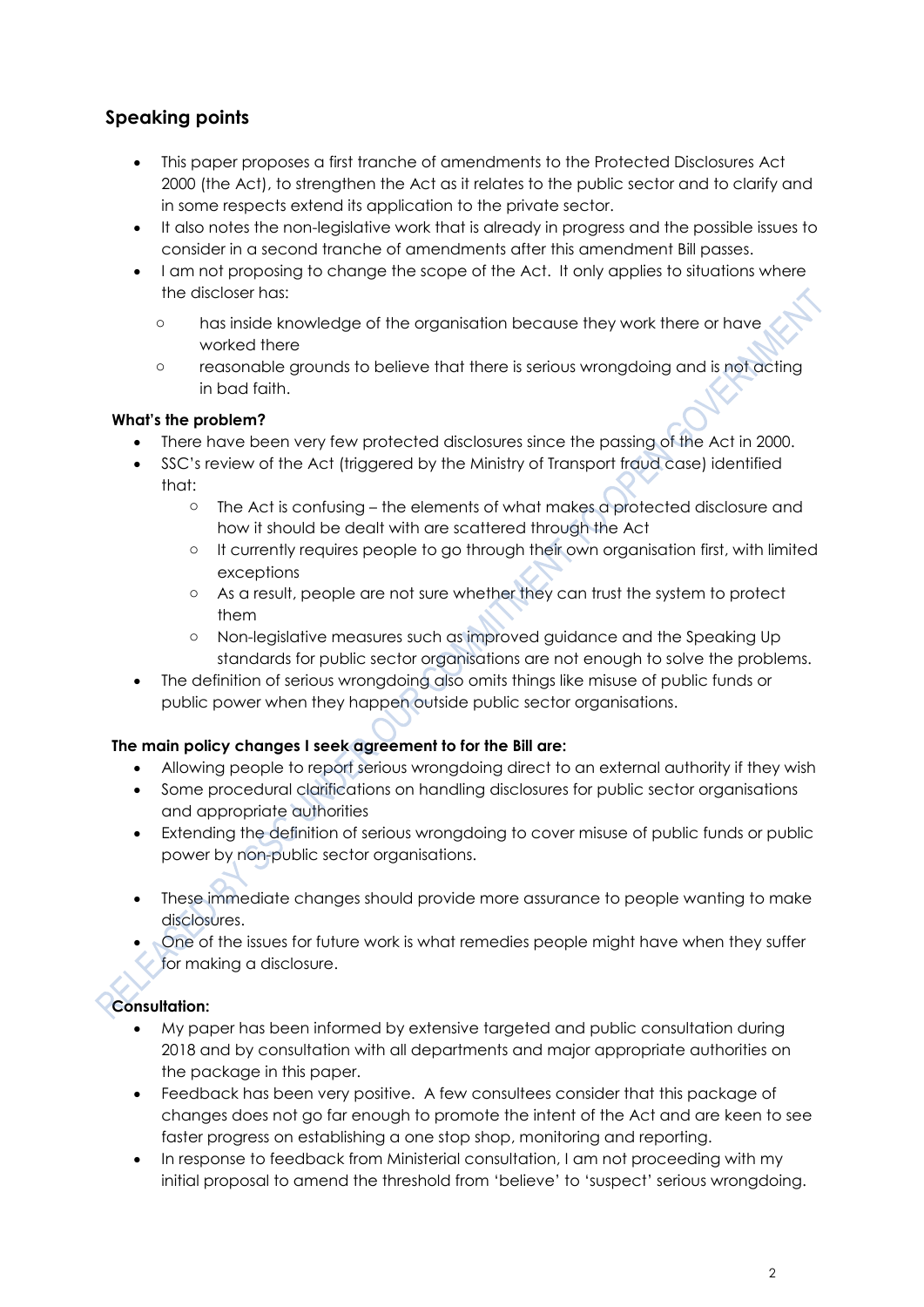## Speaking points

- This paper proposes a first tranche of amendments to the Protected Disclosures Act 2000 (the Act), to strengthen the Act as it relates to the public sector and to clarify and in some respects extend its application to the private sector.
- It also notes the non-legislative work that is already in progress and the possible issues to consider in a second tranche of amendments after this amendment Bill passes.
- I am not proposing to change the scope of the Act. It only applies to situations where the discloser has:
    - has inside knowledge of the organisation because they work there or have worked there
    - reasonable grounds to believe that there is serious wrongdoing and is not acting in bad faith.

**What's the problem?**

- There have been very few protected disclosures since the passing of the Act in 2000.
- SSC's review of the Act (triggered by the Ministry of Transport fraud case) identified that:
    - The Act is confusing – the elements of what makes a protected disclosure and how it should be dealt with are scattered through the Act
    - It currently requires people to go through their own organisation first, with limited exceptions
    - As a result, people are not sure whether they can trust the system to protect them
    - Non-legislative measures such as improved guidance and the Speaking Up standards for public sector organisations are not enough to solve the problems.
- The definition of serious wrongdoing also omits things like misuse of public funds or public power when they happen outside public sector organisations.

**The main policy changes I seek agreement to for the Bill are:**

- Allowing people to report serious wrongdoing direct to an external authority if they wish
- Some procedural clarifications on handling disclosures for public sector organisations and appropriate authorities
- Extending the definition of serious wrongdoing to cover misuse of public funds or public power by non-public sector organisations.

- These immediate changes should provide more assurance to people wanting to make disclosures.
- One of the issues for future work is what remedies people might have when they suffer for making a disclosure.

**Consultation:**

- My paper has been informed by extensive targeted and public consultation during 2018 and by consultation with all departments and major appropriate authorities on the package in this paper.
- Feedback has been very positive. A few consultees consider that this package of changes does not go far enough to promote the intent of the Act and are keen to see faster progress on establishing a one stop shop, monitoring and reporting.
- In response to feedback from Ministerial consultation, I am not proceeding with my initial proposal to amend the threshold from 'believe' to 'suspect' serious wrongdoing.